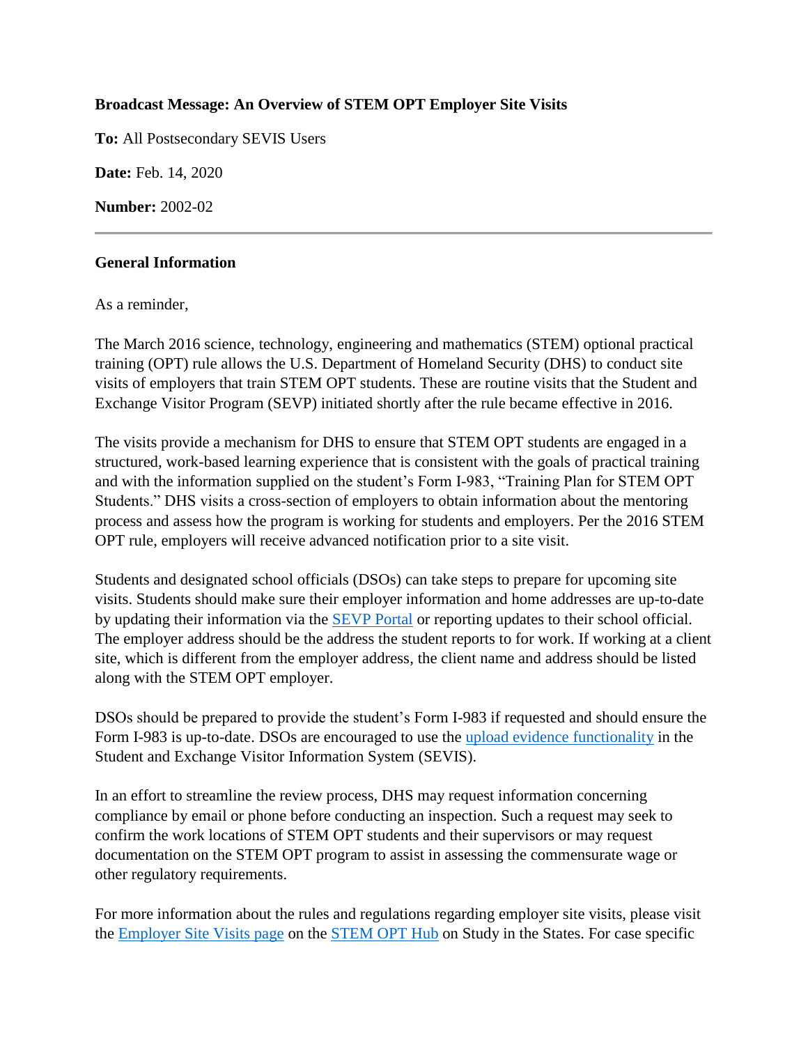**Broadcast Message: An Overview of STEM OPT Employer Site Visits**

**To:** All Postsecondary SEVIS Users

**Date:** Feb. 14, 2020

**Number:** 2002-02

---

**General Information**

As a reminder,

The March 2016 science, technology, engineering and mathematics (STEM) optional practical training (OPT) rule allows the U.S. Department of Homeland Security (DHS) to conduct site visits of employers that train STEM OPT students. These are routine visits that the Student and Exchange Visitor Program (SEVP) initiated shortly after the rule became effective in 2016.

The visits provide a mechanism for DHS to ensure that STEM OPT students are engaged in a structured, work-based learning experience that is consistent with the goals of practical training and with the information supplied on the student's Form I-983, "Training Plan for STEM OPT Students." DHS visits a cross-section of employers to obtain information about the mentoring process and assess how the program is working for students and employers. Per the 2016 STEM OPT rule, employers will receive advanced notification prior to a site visit.

Students and designated school officials (DSOs) can take steps to prepare for upcoming site visits. Students should make sure their employer information and home addresses are up-to-date by updating their information via the SEVP Portal or reporting updates to their school official. The employer address should be the address the student reports to for work. If working at a client site, which is different from the employer address, the client name and address should be listed along with the STEM OPT employer.

DSOs should be prepared to provide the student's Form I-983 if requested and should ensure the Form I-983 is up-to-date. DSOs are encouraged to use the upload evidence functionality in the Student and Exchange Visitor Information System (SEVIS).

In an effort to streamline the review process, DHS may request information concerning compliance by email or phone before conducting an inspection. Such a request may seek to confirm the work locations of STEM OPT students and their supervisors or may request documentation on the STEM OPT program to assist in assessing the commensurate wage or other regulatory requirements.

For more information about the rules and regulations regarding employer site visits, please visit the Employer Site Visits page on the STEM OPT Hub on Study in the States. For case specific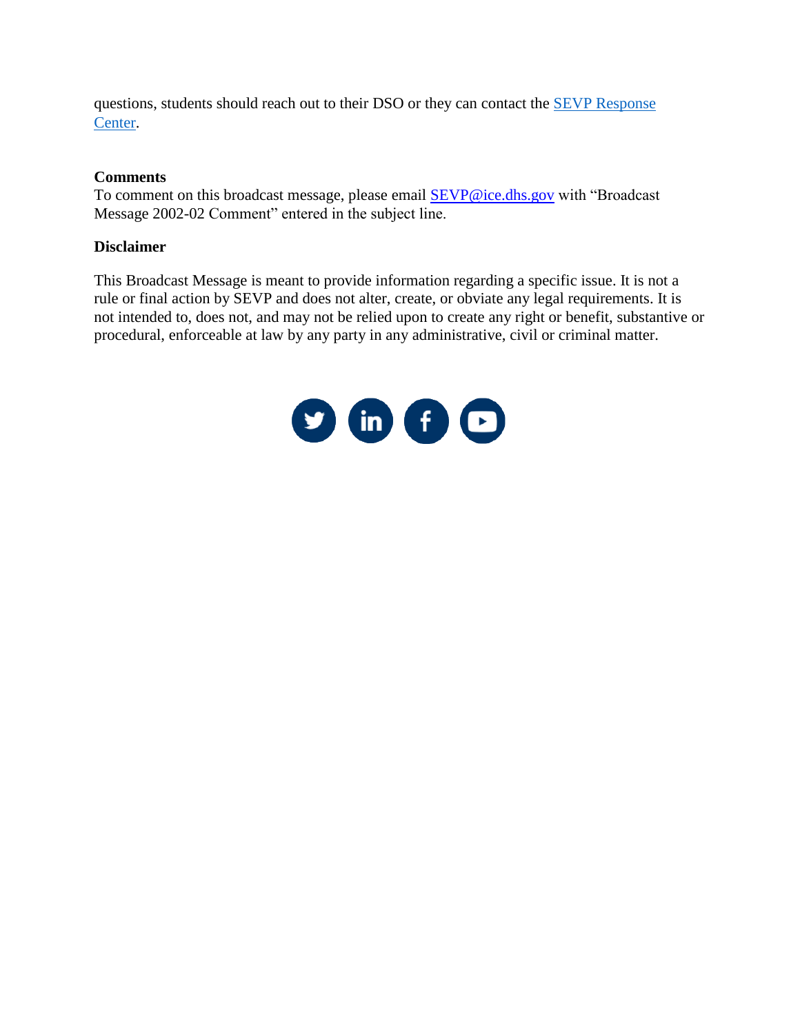questions, students should reach out to their DSO or they can contact the SEVP Response Center.

**Comments**

To comment on this broadcast message, please email SEVP@ice.dhs.gov with "Broadcast Message 2002-02 Comment" entered in the subject line.

**Disclaimer**

This Broadcast Message is meant to provide information regarding a specific issue. It is not a rule or final action by SEVP and does not alter, create, or obviate any legal requirements. It is not intended to, does not, and may not be relied upon to create any right or benefit, substantive or procedural, enforceable at law by any party in any administrative, civil or criminal matter.